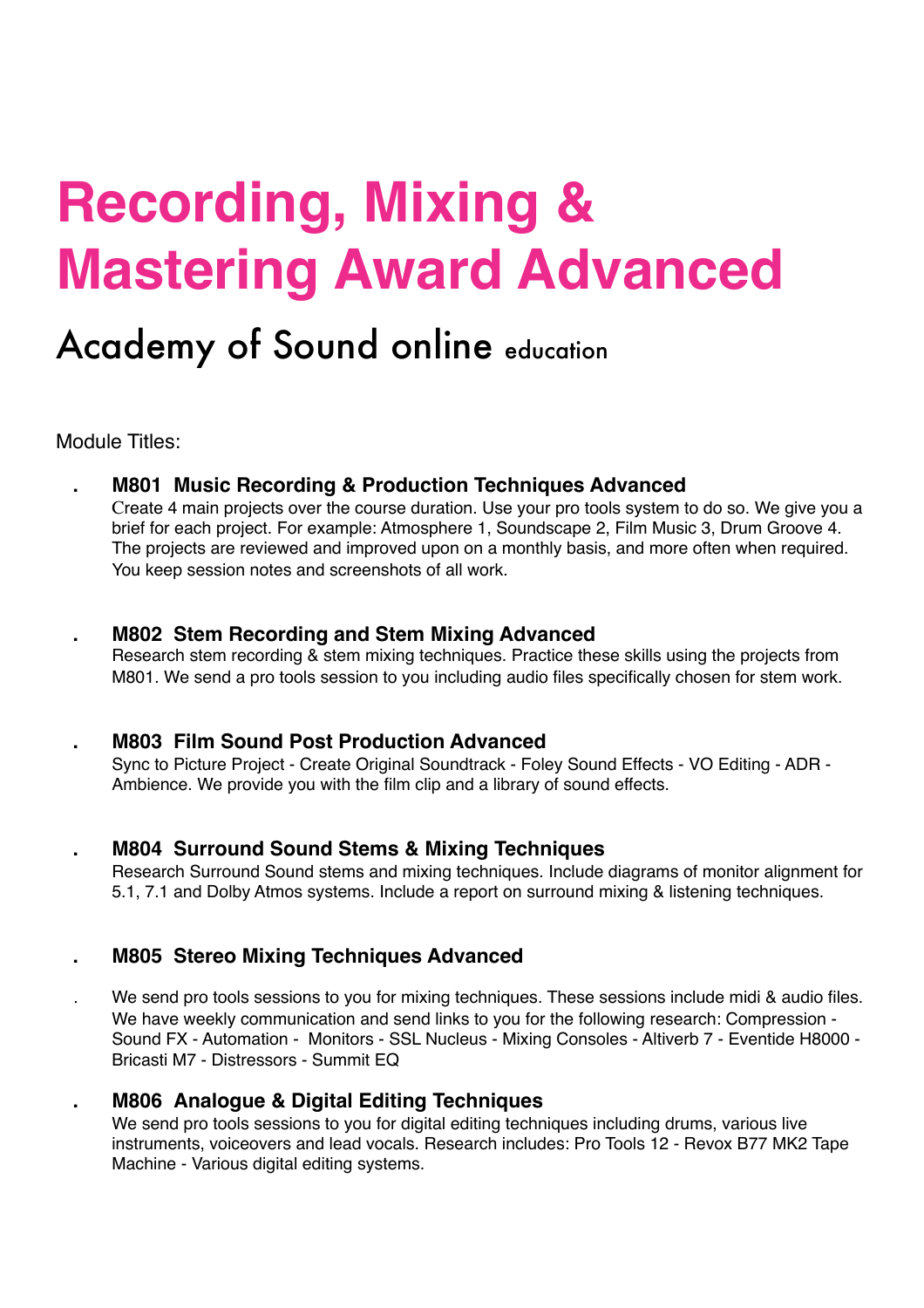# Recording, Mixing & Mastering Award Advanced

## Academy of Sound online education

Module Titles:

- **M801 Music Recording & Production Techniques Advanced**
  Create 4 main projects over the course duration. Use your pro tools system to do so. We give you a brief for each project. For example: Atmosphere 1, Soundscape 2, Film Music 3, Drum Groove 4. The projects are reviewed and improved upon on a monthly basis, and more often when required. You keep session notes and screenshots of all work.

- **M802 Stem Recording and Stem Mixing Advanced**
  Research stem recording & stem mixing techniques. Practice these skills using the projects from M801. We send a pro tools session to you including audio files specifically chosen for stem work.

- **M803 Film Sound Post Production Advanced**
  Sync to Picture Project - Create Original Soundtrack - Foley Sound Effects - VO Editing - ADR - Ambience. We provide you with the film clip and a library of sound effects.

- **M804 Surround Sound Stems & Mixing Techniques**
  Research Surround Sound stems and mixing techniques. Include diagrams of monitor alignment for 5.1, 7.1 and Dolby Atmos systems. Include a report on surround mixing & listening techniques.

- **M805 Stereo Mixing Techniques Advanced**

  We send pro tools sessions to you for mixing techniques. These sessions include midi & audio files. We have weekly communication and send links to you for the following research: Compression - Sound FX - Automation - Monitors - SSL Nucleus - Mixing Consoles - Altiverb 7 - Eventide H8000 - Bricasti M7 - Distressors - Summit EQ

- **M806 Analogue & Digital Editing Techniques**
  We send pro tools sessions to you for digital editing techniques including drums, various live instruments, voiceovers and lead vocals. Research includes: Pro Tools 12 - Revox B77 MK2 Tape Machine - Various digital editing systems.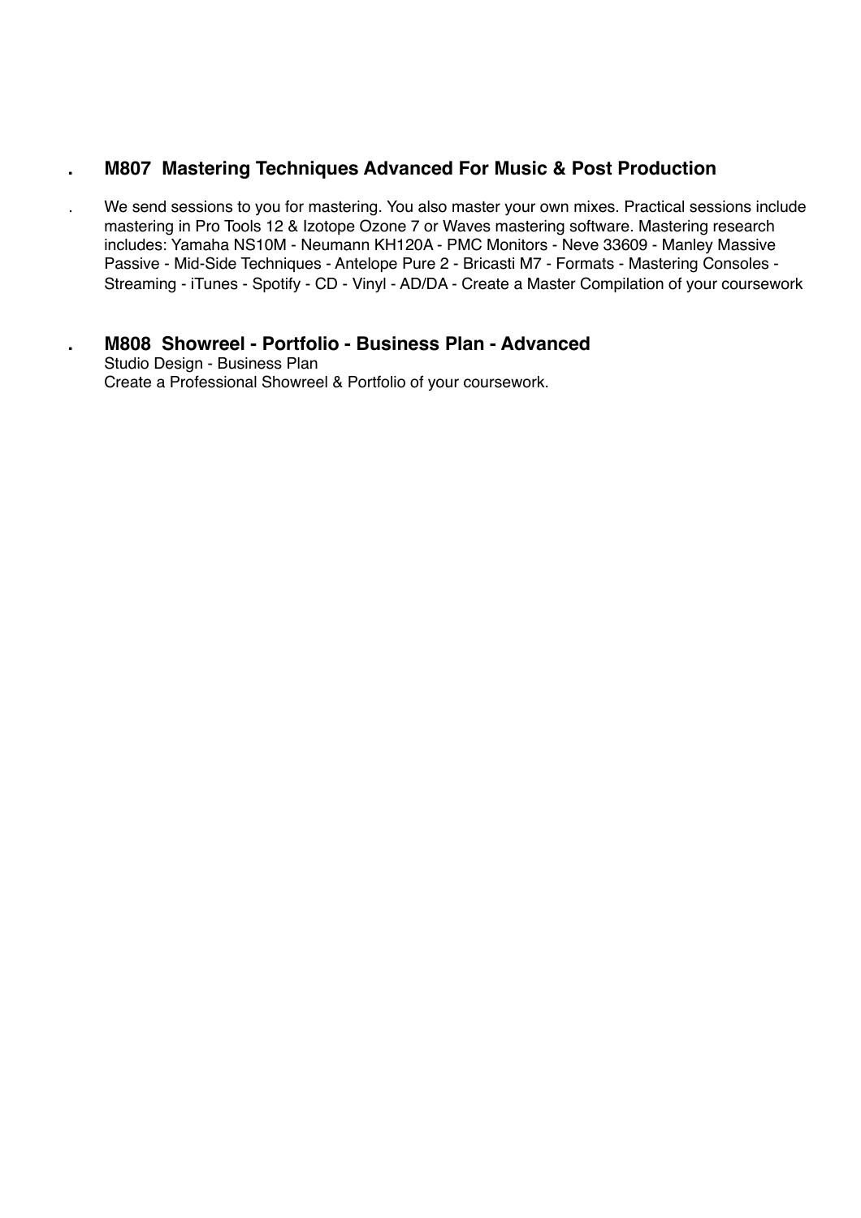- **M807 Mastering Techniques Advanced For Music & Post Production**

  We send sessions to you for mastering. You also master your own mixes. Practical sessions include mastering in Pro Tools 12 & Izotope Ozone 7 or Waves mastering software. Mastering research includes: Yamaha NS10M - Neumann KH120A - PMC Monitors - Neve 33609 - Manley Massive Passive - Mid-Side Techniques - Antelope Pure 2 - Bricasti M7 - Formats - Mastering Consoles - Streaming - iTunes - Spotify - CD - Vinyl - AD/DA - Create a Master Compilation of your coursework

- **M808 Showreel - Portfolio - Business Plan - Advanced**

  Studio Design - Business Plan
  Create a Professional Showreel & Portfolio of your coursework.